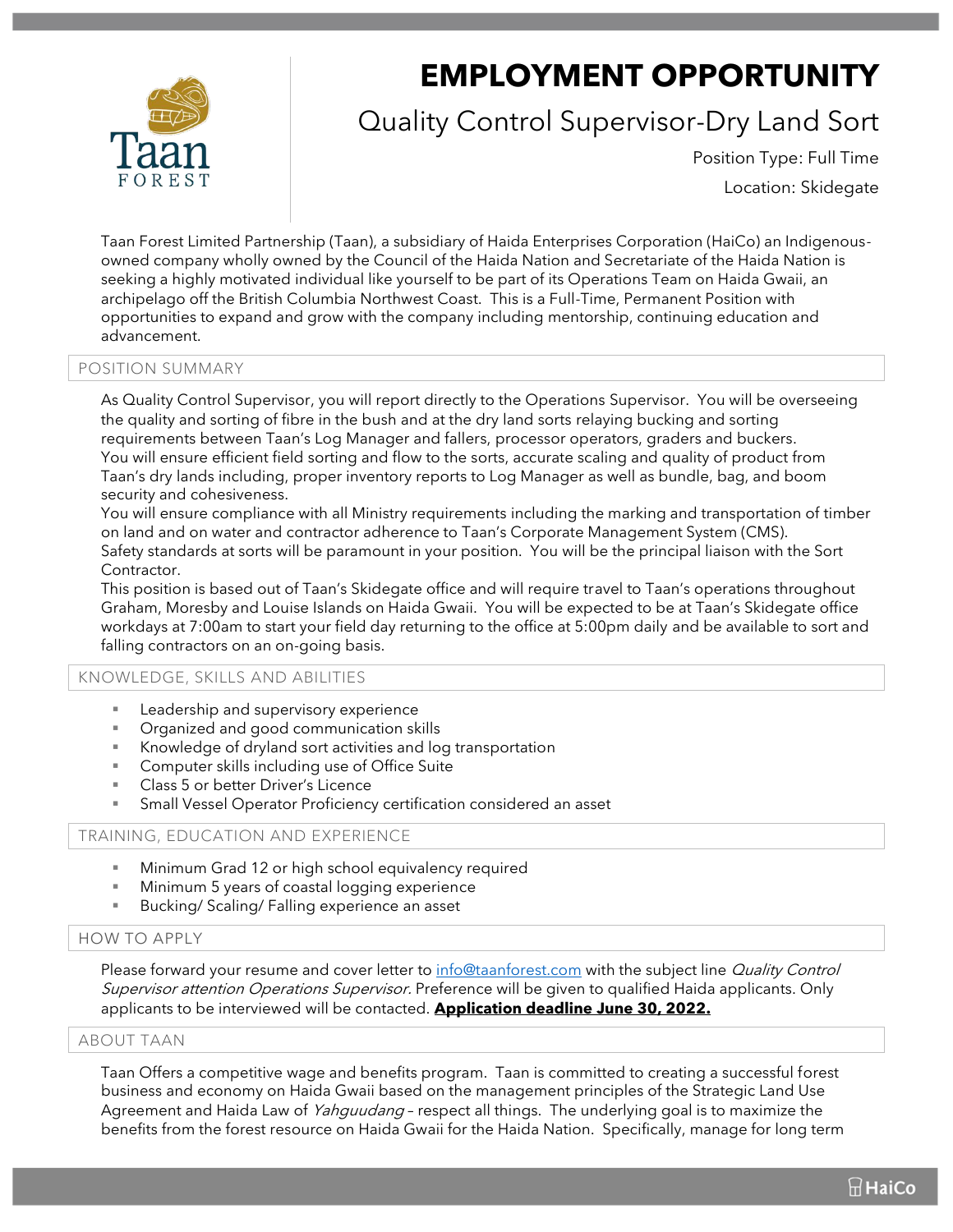# EMPLOYMENT OPPORTUNITY

## Quality Control Supervisor-Dry Land Sort

Position Type: Full Time

Location: Skidegate

Taan Forest Limited Partnership (Taan), a subsidiary of Haida Enterprises Corporation (HaiCo) an Indigenous-owned company wholly owned by the Council of the Haida Nation and Secretariate of the Haida Nation is seeking a highly motivated individual like yourself to be part of its Operations Team on Haida Gwaii, an archipelago off the British Columbia Northwest Coast. This is a Full-Time, Permanent Position with opportunities to expand and grow with the company including mentorship, continuing education and advancement.

### POSITION SUMMARY

As Quality Control Supervisor, you will report directly to the Operations Supervisor. You will be overseeing the quality and sorting of fibre in the bush and at the dry land sorts relaying bucking and sorting requirements between Taan's Log Manager and fallers, processor operators, graders and buckers.
You will ensure efficient field sorting and flow to the sorts, accurate scaling and quality of product from Taan's dry lands including, proper inventory reports to Log Manager as well as bundle, bag, and boom security and cohesiveness.
You will ensure compliance with all Ministry requirements including the marking and transportation of timber on land and on water and contractor adherence to Taan's Corporate Management System (CMS).
Safety standards at sorts will be paramount in your position. You will be the principal liaison with the Sort Contractor.
This position is based out of Taan's Skidegate office and will require travel to Taan's operations throughout Graham, Moresby and Louise Islands on Haida Gwaii. You will be expected to be at Taan's Skidegate office workdays at 7:00am to start your field day returning to the office at 5:00pm daily and be available to sort and falling contractors on an on-going basis.

### KNOWLEDGE, SKILLS AND ABILITIES

- Leadership and supervisory experience
- Organized and good communication skills
- Knowledge of dryland sort activities and log transportation
- Computer skills including use of Office Suite
- Class 5 or better Driver's Licence
- Small Vessel Operator Proficiency certification considered an asset

### TRAINING, EDUCATION AND EXPERIENCE

- Minimum Grad 12 or high school equivalency required
- Minimum 5 years of coastal logging experience
- Bucking/ Scaling/ Falling experience an asset

### HOW TO APPLY

Please forward your resume and cover letter to info@taanforest.com with the subject line *Quality Control Supervisor attention Operations Supervisor.* Preference will be given to qualified Haida applicants. Only applicants to be interviewed will be contacted. **Application deadline June 30, 2022.**

### ABOUT TAAN

Taan Offers a competitive wage and benefits program. Taan is committed to creating a successful forest business and economy on Haida Gwaii based on the management principles of the Strategic Land Use Agreement and Haida Law of *Yahguudang* – respect all things. The underlying goal is to maximize the benefits from the forest resource on Haida Gwaii for the Haida Nation. Specifically, manage for long term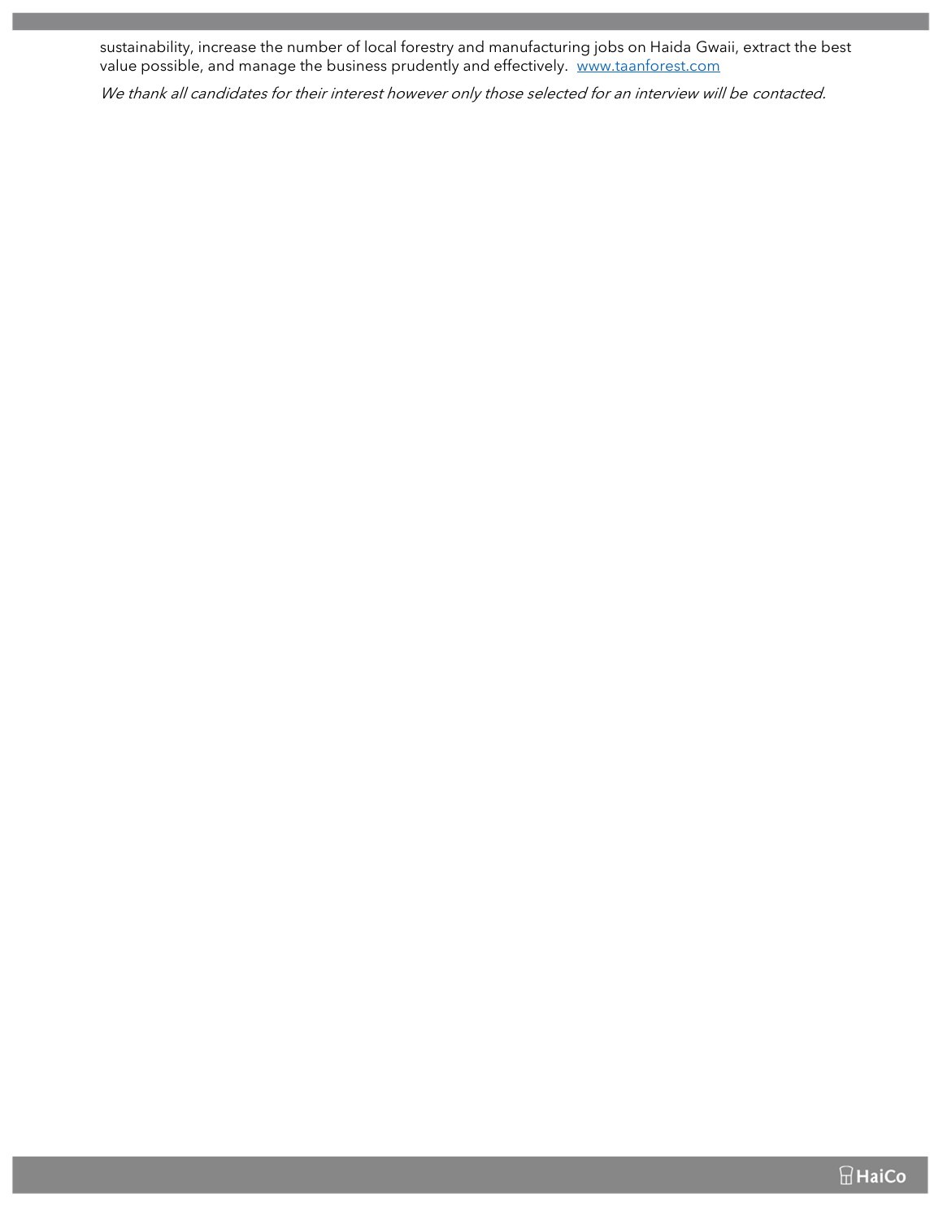sustainability, increase the number of local forestry and manufacturing jobs on Haida Gwaii, extract the best value possible, and manage the business prudently and effectively. [www.taanforest.com](http://www.taanforest.com)

*We thank all candidates for their interest however only those selected for an interview will be contacted.*